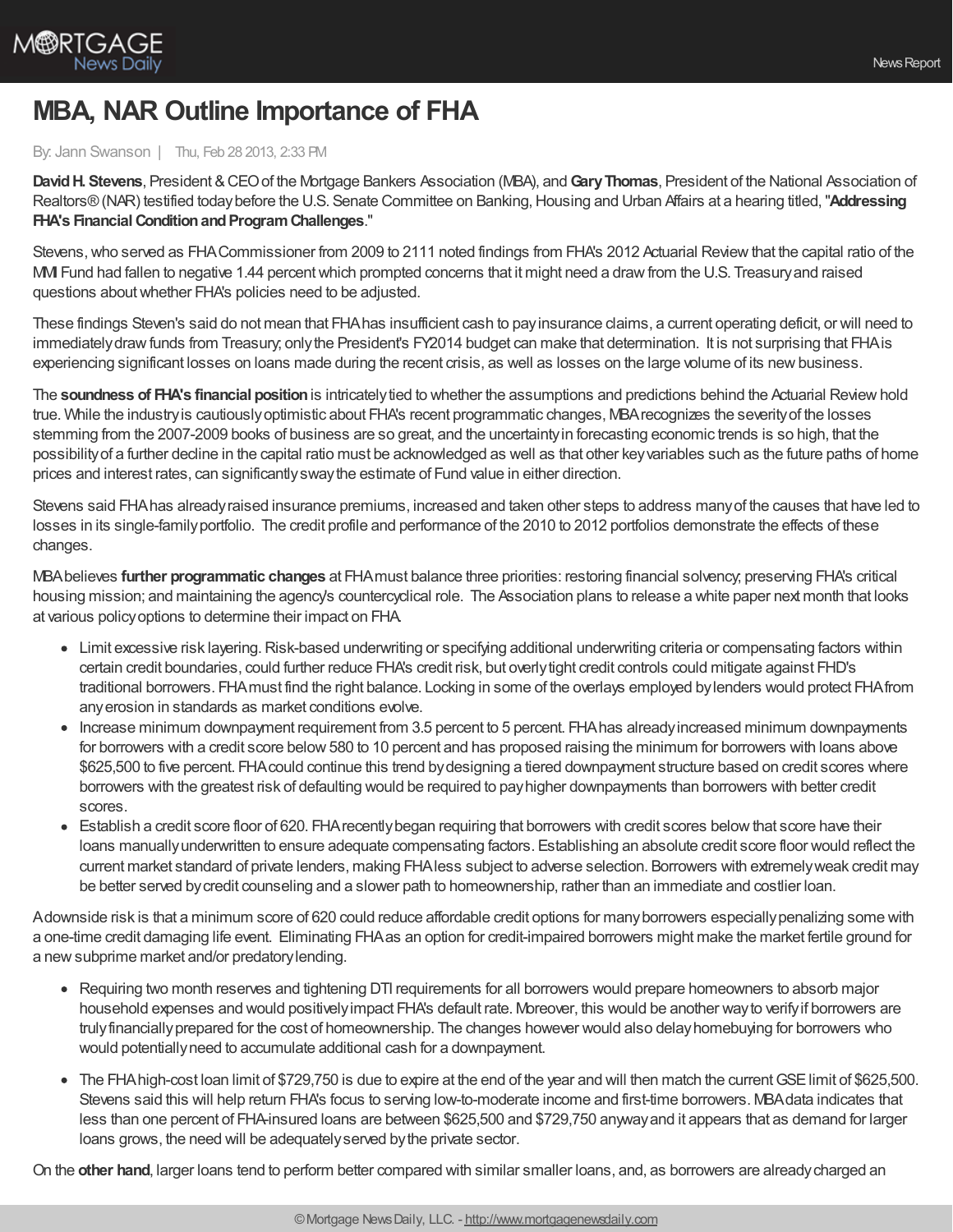# MBA, NAR Outline Importance of FHA

By: Jann Swanson | Thu, Feb 28 2013, 2:33 PM

**David H. Stevens**, President & CEO of the Mortgage Bankers Association (MBA), and **Gary Thomas**, President of the National Association of Realtors® (NAR) testified today before the U.S. Senate Committee on Banking, Housing and Urban Affairs at a hearing titled, "**Addressing FHA's Financial Condition and Program Challenges**."

Stevens, who served as FHA Commissioner from 2009 to 2111 noted findings from FHA's 2012 Actuarial Review that the capital ratio of the MMI Fund had fallen to negative 1.44 percent which prompted concerns that it might need a draw from the U.S. Treasury and raised questions about whether FHA's policies need to be adjusted.

These findings Steven's said do not mean that FHA has insufficient cash to pay insurance claims, a current operating deficit, or will need to immediately draw funds from Treasury; only the President's FY2014 budget can make that determination. It is not surprising that FHA is experiencing significant losses on loans made during the recent crisis, as well as losses on the large volume of its new business.

The **soundness of FHA's financial position** is intricately tied to whether the assumptions and predictions behind the Actuarial Review hold true. While the industry is cautiously optimistic about FHA's recent programmatic changes, MBA recognizes the severity of the losses stemming from the 2007-2009 books of business are so great, and the uncertainty in forecasting economic trends is so high, that the possibility of a further decline in the capital ratio must be acknowledged as well as that other key variables such as the future paths of home prices and interest rates, can significantly sway the estimate of Fund value in either direction.

Stevens said FHA has already raised insurance premiums, increased and taken other steps to address many of the causes that have led to losses in its single-family portfolio. The credit profile and performance of the 2010 to 2012 portfolios demonstrate the effects of these changes.

MBA believes **further programmatic changes** at FHA must balance three priorities: restoring financial solvency; preserving FHA's critical housing mission; and maintaining the agency's countercyclical role. The Association plans to release a white paper next month that looks at various policy options to determine their impact on FHA.

- Limit excessive risk layering. Risk-based underwriting or specifying additional underwriting criteria or compensating factors within certain credit boundaries, could further reduce FHA's credit risk, but overly tight credit controls could mitigate against FHD's traditional borrowers. FHA must find the right balance. Locking in some of the overlays employed by lenders would protect FHA from any erosion in standards as market conditions evolve.
- Increase minimum downpayment requirement from 3.5 percent to 5 percent. FHA has already increased minimum downpayments for borrowers with a credit score below 580 to 10 percent and has proposed raising the minimum for borrowers with loans above $625,500 to five percent. FHA could continue this trend by designing a tiered downpayment structure based on credit scores where borrowers with the greatest risk of defaulting would be required to pay higher downpayments than borrowers with better credit scores.
- Establish a credit score floor of 620. FHA recently began requiring that borrowers with credit scores below that score have their loans manually underwritten to ensure adequate compensating factors. Establishing an absolute credit score floor would reflect the current market standard of private lenders, making FHA less subject to adverse selection. Borrowers with extremely weak credit may be better served by credit counseling and a slower path to homeownership, rather than an immediate and costlier loan.

A downside risk is that a minimum score of 620 could reduce affordable credit options for many borrowers especially penalizing some with a one-time credit damaging life event. Eliminating FHA as an option for credit-impaired borrowers might make the market fertile ground for a new subprime market and/or predatory lending.

- Requiring two month reserves and tightening DTI requirements for all borrowers would prepare homeowners to absorb major household expenses and would positively impact FHA's default rate. Moreover, this would be another way to verify if borrowers are truly financially prepared for the cost of homeownership. The changes however would also delay homebuying for borrowers who would potentially need to accumulate additional cash for a downpayment.

- The FHA high-cost loan limit of $729,750 is due to expire at the end of the year and will then match the current GSE limit of $625,500. Stevens said this will help return FHA's focus to serving low-to-moderate income and first-time borrowers. MBA data indicates that less than one percent of FHA-insured loans are between $625,500 and $729,750 anyway and it appears that as demand for larger loans grows, the need will be adequately served by the private sector.

On the **other hand**, larger loans tend to perform better compared with similar smaller loans, and, as borrowers are already charged an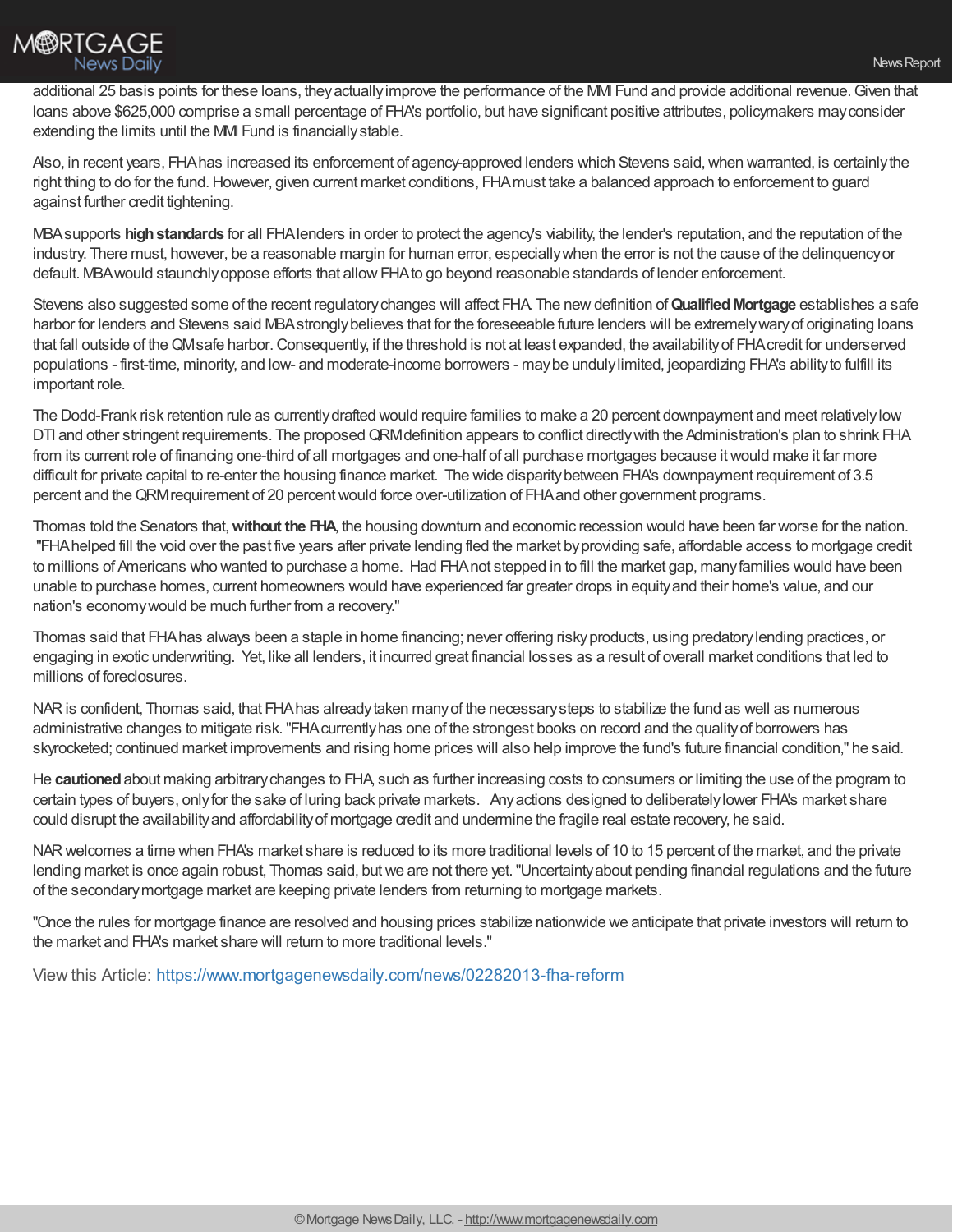additional 25 basis points for these loans, they actually improve the performance of the MMI Fund and provide additional revenue. Given that loans above $625,000 comprise a small percentage of FHA's portfolio, but have significant positive attributes, policymakers may consider extending the limits until the MMI Fund is financially stable.

Also, in recent years, FHA has increased its enforcement of agency-approved lenders which Stevens said, when warranted, is certainly the right thing to do for the fund. However, given current market conditions, FHA must take a balanced approach to enforcement to guard against further credit tightening.

MBA supports **high standards** for all FHA lenders in order to protect the agency's viability, the lender's reputation, and the reputation of the industry. There must, however, be a reasonable margin for human error, especially when the error is not the cause of the delinquency or default. MBA would staunchly oppose efforts that allow FHA to go beyond reasonable standards of lender enforcement.

Stevens also suggested some of the recent regulatory changes will affect FHA. The new definition of **Qualified Mortgage** establishes a safe harbor for lenders and Stevens said MBA strongly believes that for the foreseeable future lenders will be extremely wary of originating loans that fall outside of the QM safe harbor. Consequently, if the threshold is not at least expanded, the availability of FHA credit for underserved populations - first-time, minority, and low- and moderate-income borrowers - may be unduly limited, jeopardizing FHA's ability to fulfill its important role.

The Dodd-Frank risk retention rule as currently drafted would require families to make a 20 percent downpayment and meet relatively low DTI and other stringent requirements. The proposed QRM definition appears to conflict directly with the Administration's plan to shrink FHA from its current role of financing one-third of all mortgages and one-half of all purchase mortgages because it would make it far more difficult for private capital to re-enter the housing finance market. The wide disparity between FHA's downpayment requirement of 3.5 percent and the QRM requirement of 20 percent would force over-utilization of FHA and other government programs.

Thomas told the Senators that, **without the FHA**, the housing downturn and economic recession would have been far worse for the nation. "FHA helped fill the void over the past five years after private lending fled the market by providing safe, affordable access to mortgage credit to millions of Americans who wanted to purchase a home. Had FHA not stepped in to fill the market gap, many families would have been unable to purchase homes, current homeowners would have experienced far greater drops in equity and their home's value, and our nation's economy would be much further from a recovery."

Thomas said that FHA has always been a staple in home financing; never offering risky products, using predatory lending practices, or engaging in exotic underwriting. Yet, like all lenders, it incurred great financial losses as a result of overall market conditions that led to millions of foreclosures.

NAR is confident, Thomas said, that FHA has already taken many of the necessary steps to stabilize the fund as well as numerous administrative changes to mitigate risk. "FHA currently has one of the strongest books on record and the quality of borrowers has skyrocketed; continued market improvements and rising home prices will also help improve the fund's future financial condition," he said.

He **cautioned** about making arbitrary changes to FHA, such as further increasing costs to consumers or limiting the use of the program to certain types of buyers, only for the sake of luring back private markets. Any actions designed to deliberately lower FHA's market share could disrupt the availability and affordability of mortgage credit and undermine the fragile real estate recovery, he said.

NAR welcomes a time when FHA's market share is reduced to its more traditional levels of 10 to 15 percent of the market, and the private lending market is once again robust, Thomas said, but we are not there yet. "Uncertainty about pending financial regulations and the future of the secondary mortgage market are keeping private lenders from returning to mortgage markets.

"Once the rules for mortgage finance are resolved and housing prices stabilize nationwide we anticipate that private investors will return to the market and FHA's market share will return to more traditional levels."

View this Article: https://www.mortgagenewsdaily.com/news/02282013-fha-reform